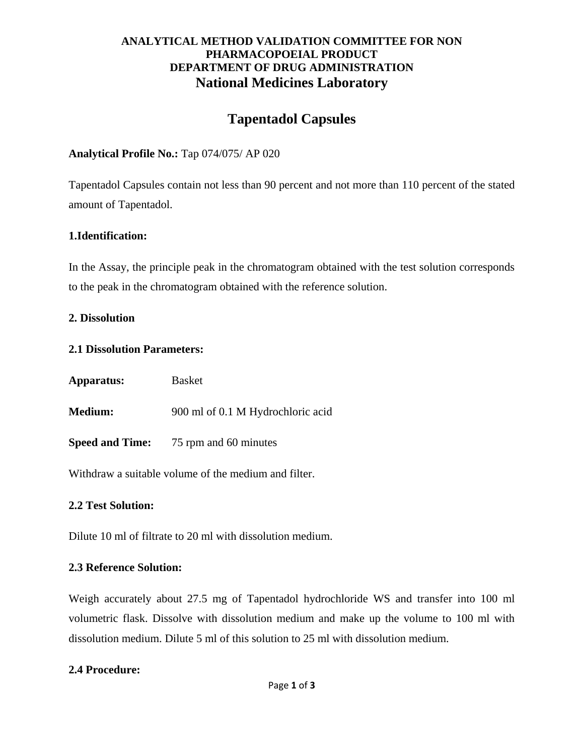**ANALYTICAL METHOD VALIDATION COMMITTEE FOR NON PHARMACOPOEIAL PRODUCT**
**DEPARTMENT OF DRUG ADMINISTRATION**
**National Medicines Laboratory**

# Tapentadol Capsules

**Analytical Profile No.:** Tap 074/075/ AP 020

Tapentadol Capsules contain not less than 90 percent and not more than 110 percent of the stated amount of Tapentadol.

**1.Identification:**

In the Assay, the principle peak in the chromatogram obtained with the test solution corresponds to the peak in the chromatogram obtained with the reference solution.

**2. Dissolution**

**2.1 Dissolution Parameters:**

**Apparatus:** Basket

**Medium:** 900 ml of 0.1 M Hydrochloric acid

**Speed and Time:** 75 rpm and 60 minutes

Withdraw a suitable volume of the medium and filter.

**2.2 Test Solution:**

Dilute 10 ml of filtrate to 20 ml with dissolution medium.

**2.3 Reference Solution:**

Weigh accurately about 27.5 mg of Tapentadol hydrochloride WS and transfer into 100 ml volumetric flask. Dissolve with dissolution medium and make up the volume to 100 ml with dissolution medium. Dilute 5 ml of this solution to 25 ml with dissolution medium.

**2.4 Procedure:**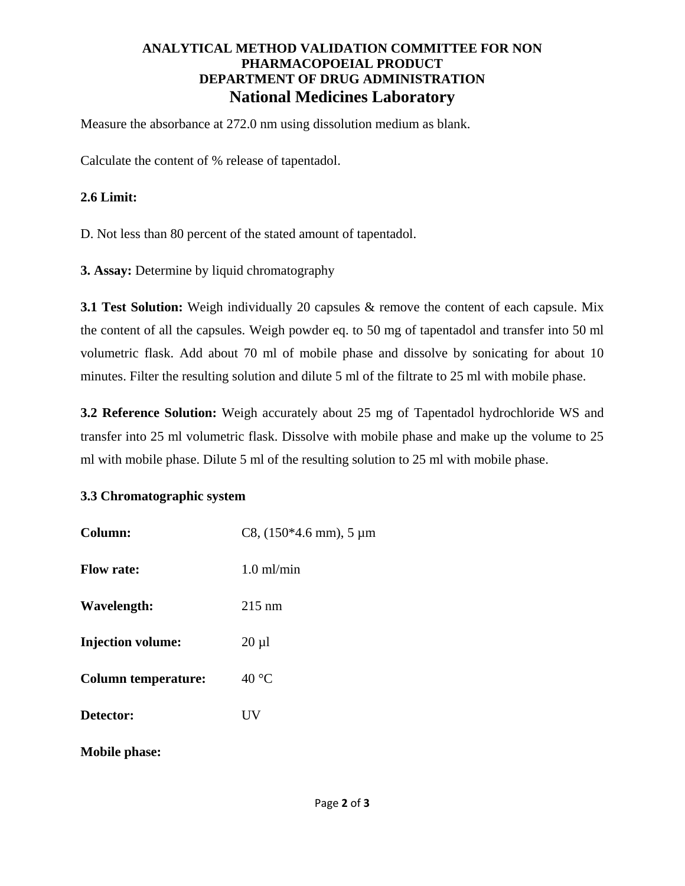Measure the absorbance at 272.0 nm using dissolution medium as blank.

Calculate the content of % release of tapentadol.

**2.6 Limit:**

D. Not less than 80 percent of the stated amount of tapentadol.

**3. Assay:** Determine by liquid chromatography

**3.1 Test Solution:** Weigh individually 20 capsules & remove the content of each capsule. Mix the content of all the capsules. Weigh powder eq. to 50 mg of tapentadol and transfer into 50 ml volumetric flask. Add about 70 ml of mobile phase and dissolve by sonicating for about 10 minutes. Filter the resulting solution and dilute 5 ml of the filtrate to 25 ml with mobile phase.

**3.2 Reference Solution:** Weigh accurately about 25 mg of Tapentadol hydrochloride WS and transfer into 25 ml volumetric flask. Dissolve with mobile phase and make up the volume to 25 ml with mobile phase. Dilute 5 ml of the resulting solution to 25 ml with mobile phase.

**3.3 Chromatographic system**

**Column:** C8, (150*4.6 mm), 5 µm

**Flow rate:** 1.0 ml/min

**Wavelength:** 215 nm

**Injection volume:** 20 µl

**Column temperature:** 40 °C

**Detector:** UV

**Mobile phase:**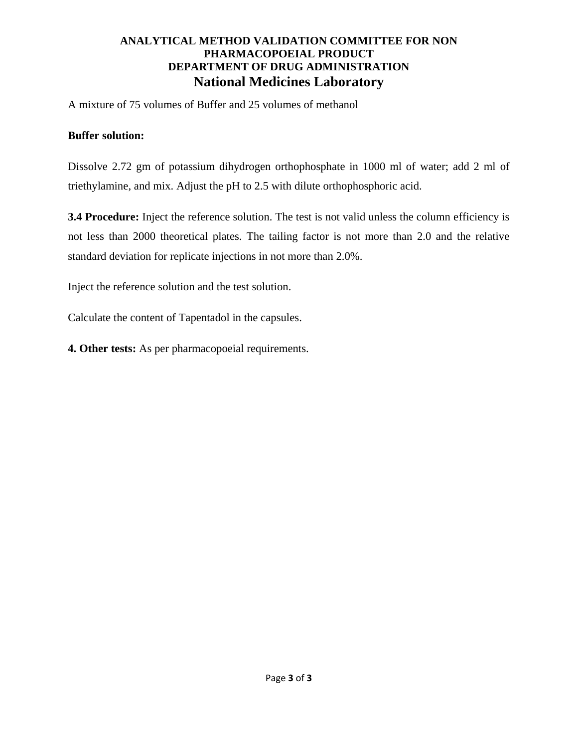A mixture of 75 volumes of Buffer and 25 volumes of methanol

**Buffer solution:**

Dissolve 2.72 gm of potassium dihydrogen orthophosphate in 1000 ml of water; add 2 ml of triethylamine, and mix. Adjust the pH to 2.5 with dilute orthophosphoric acid.

**3.4 Procedure:** Inject the reference solution. The test is not valid unless the column efficiency is not less than 2000 theoretical plates. The tailing factor is not more than 2.0 and the relative standard deviation for replicate injections in not more than 2.0%.

Inject the reference solution and the test solution.

Calculate the content of Tapentadol in the capsules.

**4. Other tests:** As per pharmacopoeial requirements.